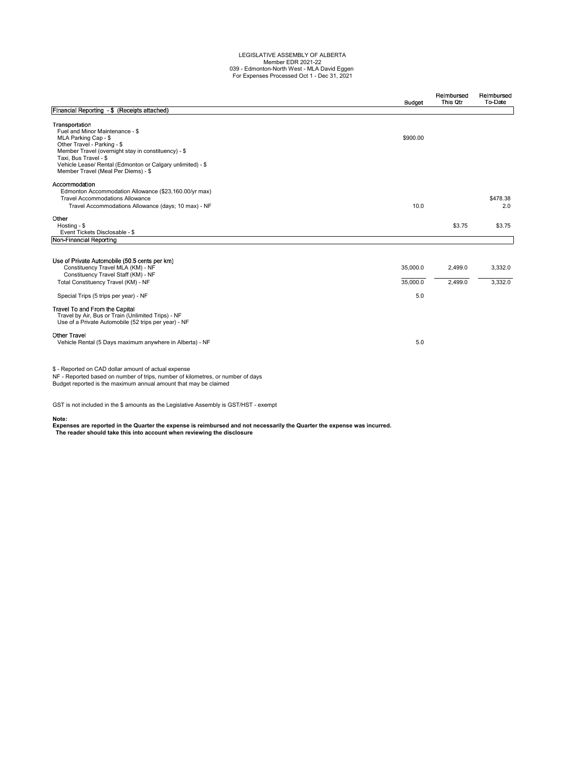LEGISLATIVE ASSEMBLY OF ALBERTA
Member EDR 2021-22
039 - Edmonton-North West - MLA David Eggen
For Expenses Processed Oct 1 - Dec 31, 2021

| | Budget | Reimbursed This Qtr | Reimbursed To-Date |
|---|---|---|---|
| **Financial Reporting - $ (Receipts attached)** | | | |
| **Transportation** | | | |
| Fuel and Minor Maintenance - $ | | | |
| MLA Parking Cap - $ | $900.00 | | |
| Other Travel - Parking - $ | | | |
| Member Travel (overnight stay in constituency) - $ | | | |
| Taxi, Bus Travel - $ | | | |
| Vehicle Lease/ Rental (Edmonton or Calgary unlimited) - $ | | | |
| Member Travel (Meal Per Diems) - $ | | | |
| **Accommodation** | | | |
| Edmonton Accommodation Allowance ($23,160.00/yr max) | | | |
| Travel Accommodations Allowance | | | $478.38 |
| Travel Accommodations Allowance (days; 10 max) - NF | 10.0 | | 2.0 |
| **Other** | | | |
| Hosting - $ | | $3.75 | $3.75 |
| Event Tickets Disclosable - $ | | | |
| **Non-Financial Reporting** | | | |
| **Use of Private Automobile (50.5 cents per km)** | | | |
| Constituency Travel MLA (KM) - NF | 35,000.0 | 2,499.0 | 3,332.0 |
| Constituency Travel Staff (KM) - NF | | | |
| Total Constituency Travel (KM) - NF | 35,000.0 | 2,499.0 | 3,332.0 |
| Special Trips (5 trips per year) - NF | 5.0 | | |
| **Travel To and From the Capital** | | | |
| Travel by Air, Bus or Train (Unlimited Trips) - NF | | | |
| Use of a Private Automobile (52 trips per year) - NF | | | |
| **Other Travel** | | | |
| Vehicle Rental (5 Days maximum anywhere in Alberta) - NF | 5.0 | | |

$ - Reported on CAD dollar amount of actual expense
NF - Reported based on number of trips, number of kilometres, or number of days
Budget reported is the maximum annual amount that may be claimed

GST is not included in the $ amounts as the Legislative Assembly is GST/HST - exempt

**Note:**
**Expenses are reported in the Quarter the expense is reimbursed and not necessarily the Quarter the expense was incurred.**
**The reader should take this into account when reviewing the disclosure**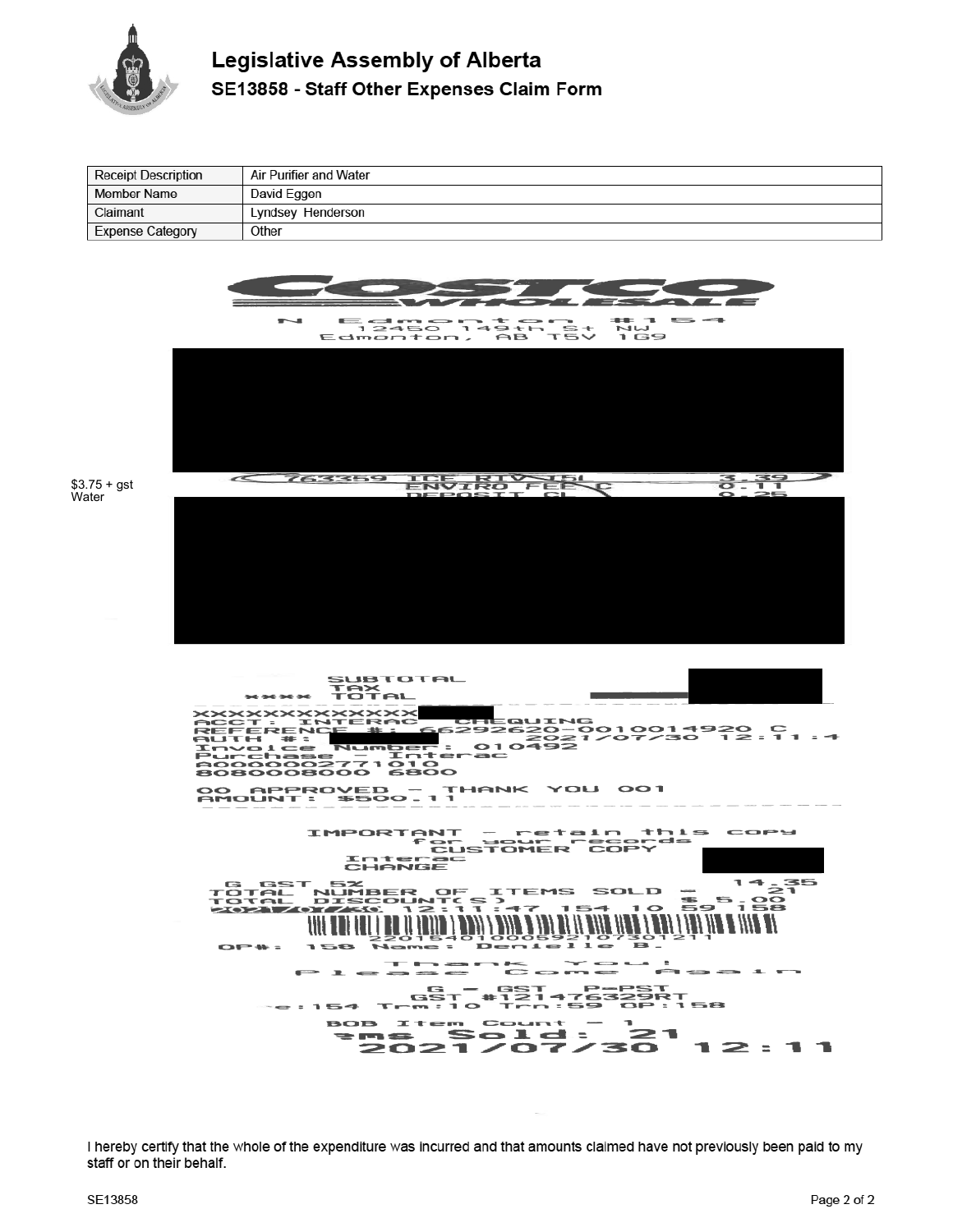## Legislative Assembly of Alberta
### SE13858 - Staff Other Expenses Claim Form

| | |
|---|---|
| Receipt Description | Air Purifier and Water |
| Member Name | David Eggen |
| Claimant | Lyndsey Henderson |
| Expense Category | Other |

COSTCO WHOLESALE

N Edmonton #154
12450 149th St NW
Edmonton, AB T5V 1G9

$3.75 + gst
Water

763359 ICE RIVR 15L 3.39
ENVIRO FEE C 0.11
DEPOSIT CL 0.25

SUBTOTAL
TAX
**** TOTAL

XXXXXXXXXXXXXX
ACCT: INTERAC CHEQUING
REFERENCE #: 66292620-0010014920 C
AUTH #: 2021/07/30 12:11:4
Invoice Number: 010492
Purchase - Interac
A0000000277101 0
8080008000 6800

00 APPROVED - THANK YOU 001
AMOUNT: $500.11

IMPORTANT - retain this copy
for your records
CUSTOMER COPY

Interac
CHANGE

G GST 5% 14.35
TOTAL NUMBER OF ITEMS SOLD = 21
TOTAL DISCOUNT(S) $ 5.00
2021/07/30 12:11:47 154 10 59 158

22015401000592107301211

OP#: 158 Name: Denielle B.

Thank You!
Please Come Again

G - GST P-PST
GST #121476329RT
e:154 Trm:10 Trn:59 OP:158

BOB Item Count - 1
ems Sold: 21
2021/07/30 12:11

I hereby certify that the whole of the expenditure was incurred and that amounts claimed have not previously been paid to my staff or on their behalf.

SE13858